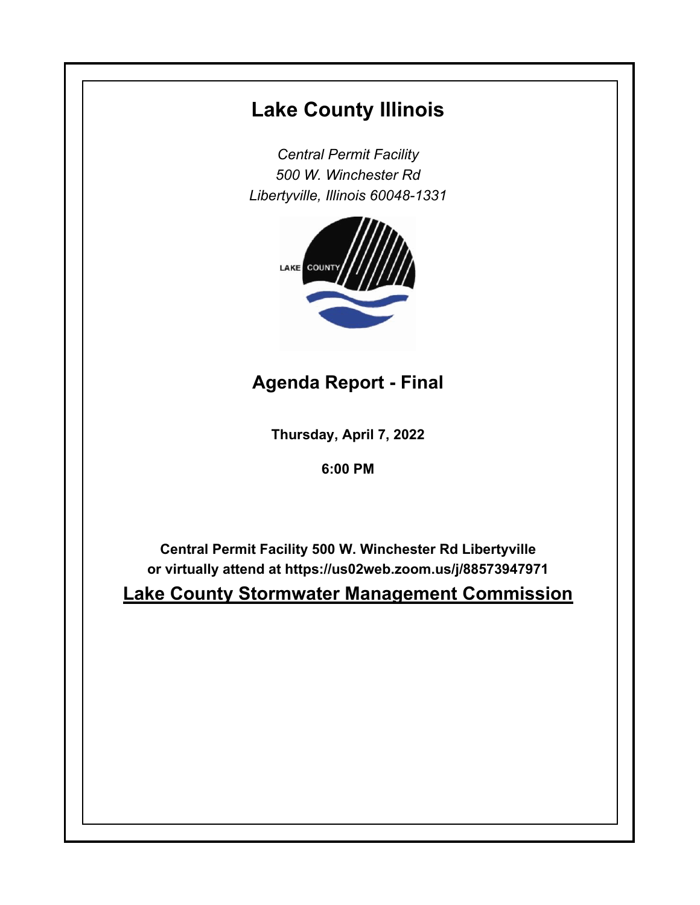# Lake County Illinois

*Central Permit Facility*
*500 W. Winchester Rd*
*Libertyville, Illinois 60048-1331*

## Agenda Report - Final

**Thursday, April 7, 2022**

**6:00 PM**

**Central Permit Facility 500 W. Winchester Rd Libertyville**
**or virtually attend at https://us02web.zoom.us/j/88573947971**

## Lake County Stormwater Management Commission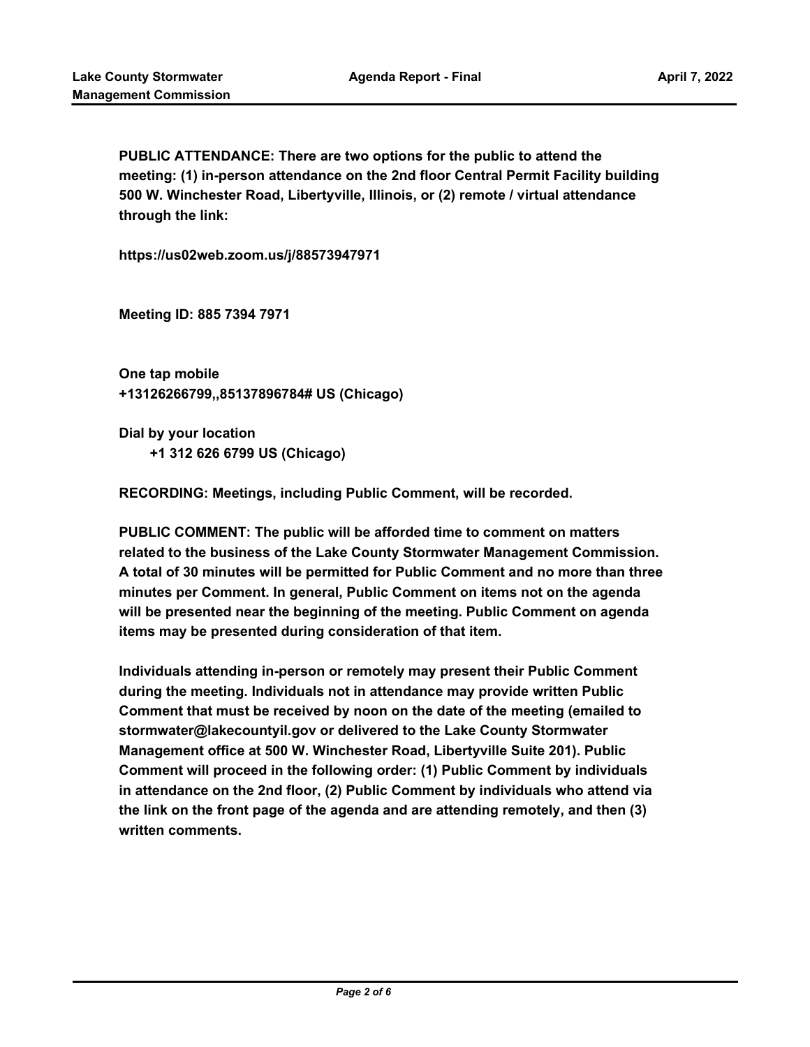**PUBLIC ATTENDANCE: There are two options for the public to attend the meeting: (1) in-person attendance on the 2nd floor Central Permit Facility building 500 W. Winchester Road, Libertyville, Illinois, or (2) remote / virtual attendance through the link:**

**https://us02web.zoom.us/j/88573947971**

**Meeting ID: 885 7394 7971**

**One tap mobile**
**+13126266799,,85137896784# US (Chicago)**

**Dial by your location**
**+1 312 626 6799 US (Chicago)**

**RECORDING: Meetings, including Public Comment, will be recorded.**

**PUBLIC COMMENT: The public will be afforded time to comment on matters related to the business of the Lake County Stormwater Management Commission. A total of 30 minutes will be permitted for Public Comment and no more than three minutes per Comment. In general, Public Comment on items not on the agenda will be presented near the beginning of the meeting. Public Comment on agenda items may be presented during consideration of that item.**

**Individuals attending in-person or remotely may present their Public Comment during the meeting. Individuals not in attendance may provide written Public Comment that must be received by noon on the date of the meeting (emailed to stormwater@lakecountyil.gov or delivered to the Lake County Stormwater Management office at 500 W. Winchester Road, Libertyville Suite 201). Public Comment will proceed in the following order: (1) Public Comment by individuals in attendance on the 2nd floor, (2) Public Comment by individuals who attend via the link on the front page of the agenda and are attending remotely, and then (3) written comments.**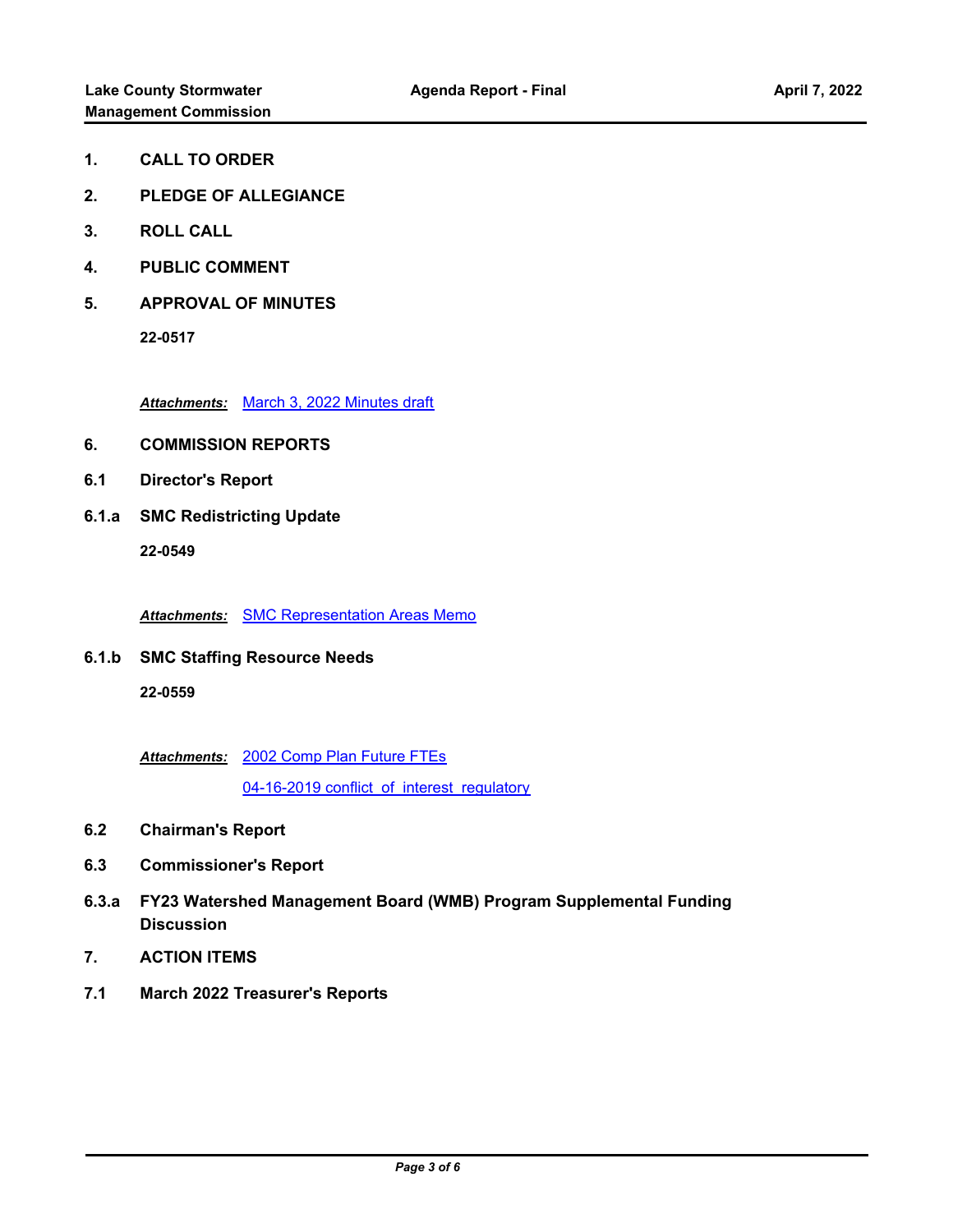**1. CALL TO ORDER**

**2. PLEDGE OF ALLEGIANCE**

**3. ROLL CALL**

**4. PUBLIC COMMENT**

**5. APPROVAL OF MINUTES**

**22-0517**

***Attachments:*** March 3, 2022 Minutes draft

**6. COMMISSION REPORTS**

**6.1 Director's Report**

**6.1.a SMC Redistricting Update**

**22-0549**

***Attachments:*** SMC Representation Areas Memo

**6.1.b SMC Staffing Resource Needs**

**22-0559**

***Attachments:*** 2002 Comp Plan Future FTEs

04-16-2019 conflict_of_interest_regulatory

**6.2 Chairman's Report**

**6.3 Commissioner's Report**

**6.3.a FY23 Watershed Management Board (WMB) Program Supplemental Funding Discussion**

**7. ACTION ITEMS**

**7.1 March 2022 Treasurer's Reports**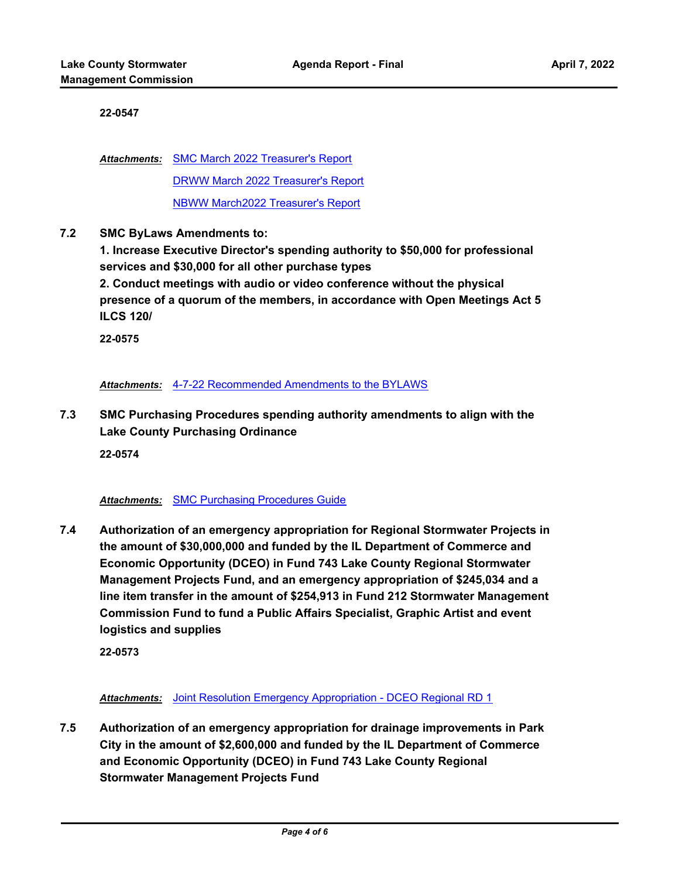**22-0547**

***Attachments:*** SMC March 2022 Treasurer's Report
DRWW March 2022 Treasurer's Report
NBWW March2022 Treasurer's Report

**7.2 SMC ByLaws Amendments to:**
**1. Increase Executive Director's spending authority to $50,000 for professional services and $30,000 for all other purchase types**
**2. Conduct meetings with audio or video conference without the physical presence of a quorum of the members, in accordance with Open Meetings Act 5 ILCS 120/**

**22-0575**

***Attachments:*** 4-7-22 Recommended Amendments to the BYLAWS

**7.3 SMC Purchasing Procedures spending authority amendments to align with the Lake County Purchasing Ordinance**

**22-0574**

***Attachments:*** SMC Purchasing Procedures Guide

**7.4 Authorization of an emergency appropriation for Regional Stormwater Projects in the amount of $30,000,000 and funded by the IL Department of Commerce and Economic Opportunity (DCEO) in Fund 743 Lake County Regional Stormwater Management Projects Fund, and an emergency appropriation of $245,034 and a line item transfer in the amount of $254,913 in Fund 212 Stormwater Management Commission Fund to fund a Public Affairs Specialist, Graphic Artist and event logistics and supplies**

**22-0573**

***Attachments:*** Joint Resolution Emergency Appropriation - DCEO Regional RD 1

**7.5 Authorization of an emergency appropriation for drainage improvements in Park City in the amount of $2,600,000 and funded by the IL Department of Commerce and Economic Opportunity (DCEO) in Fund 743 Lake County Regional Stormwater Management Projects Fund**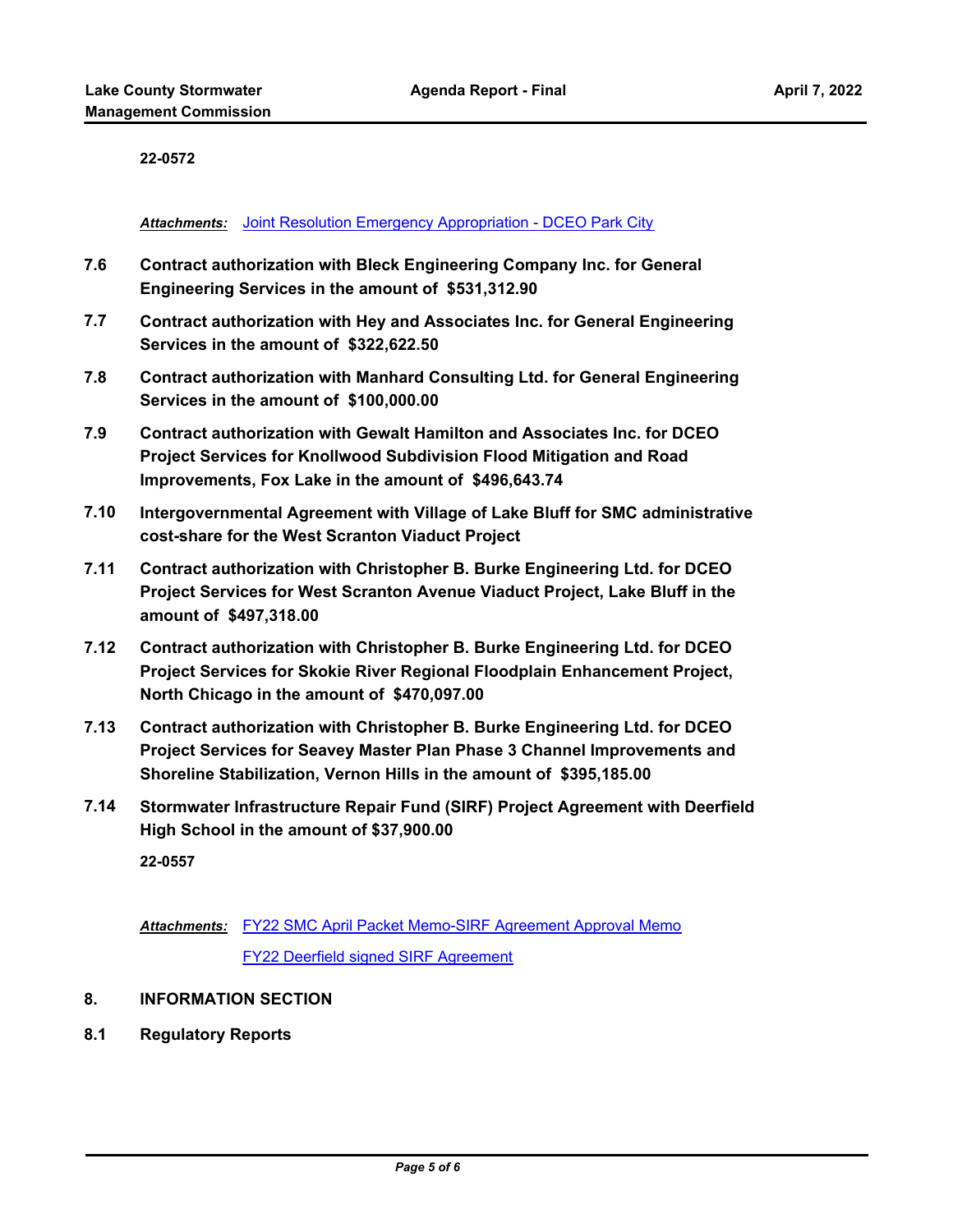22-0572

***Attachments:*** Joint Resolution Emergency Appropriation - DCEO Park City

**7.6 Contract authorization with Bleck Engineering Company Inc. for General Engineering Services in the amount of $531,312.90**

**7.7 Contract authorization with Hey and Associates Inc. for General Engineering Services in the amount of $322,622.50**

**7.8 Contract authorization with Manhard Consulting Ltd. for General Engineering Services in the amount of $100,000.00**

**7.9 Contract authorization with Gewalt Hamilton and Associates Inc. for DCEO Project Services for Knollwood Subdivision Flood Mitigation and Road Improvements, Fox Lake in the amount of $496,643.74**

**7.10 Intergovernmental Agreement with Village of Lake Bluff for SMC administrative cost-share for the West Scranton Viaduct Project**

**7.11 Contract authorization with Christopher B. Burke Engineering Ltd. for DCEO Project Services for West Scranton Avenue Viaduct Project, Lake Bluff in the amount of $497,318.00**

**7.12 Contract authorization with Christopher B. Burke Engineering Ltd. for DCEO Project Services for Skokie River Regional Floodplain Enhancement Project, North Chicago in the amount of $470,097.00**

**7.13 Contract authorization with Christopher B. Burke Engineering Ltd. for DCEO Project Services for Seavey Master Plan Phase 3 Channel Improvements and Shoreline Stabilization, Vernon Hills in the amount of $395,185.00**

**7.14 Stormwater Infrastructure Repair Fund (SIRF) Project Agreement with Deerfield High School in the amount of $37,900.00**

22-0557

***Attachments:*** FY22 SMC April Packet Memo-SIRF Agreement Approval Memo

FY22 Deerfield signed SIRF Agreement

## 8. INFORMATION SECTION

### 8.1 Regulatory Reports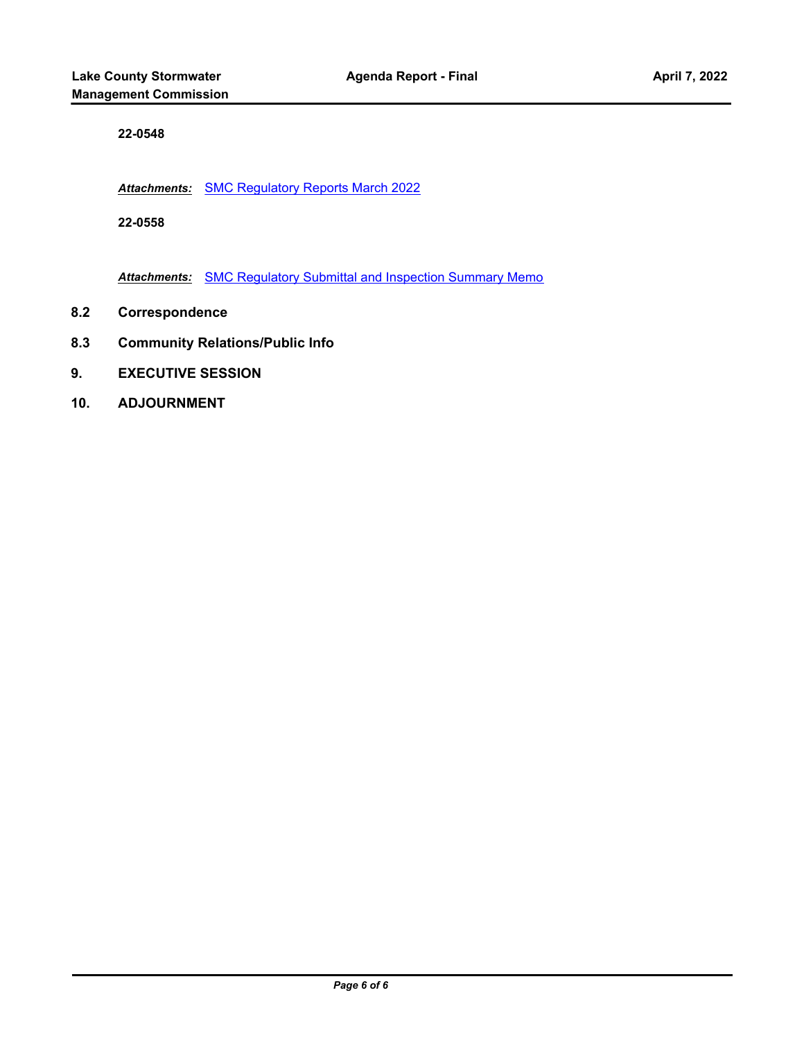**22-0548**

***Attachments:*** SMC Regulatory Reports March 2022

**22-0558**

***Attachments:*** SMC Regulatory Submittal and Inspection Summary Memo

**8.2 Correspondence**

**8.3 Community Relations/Public Info**

## 9. EXECUTIVE SESSION

## 10. ADJOURNMENT